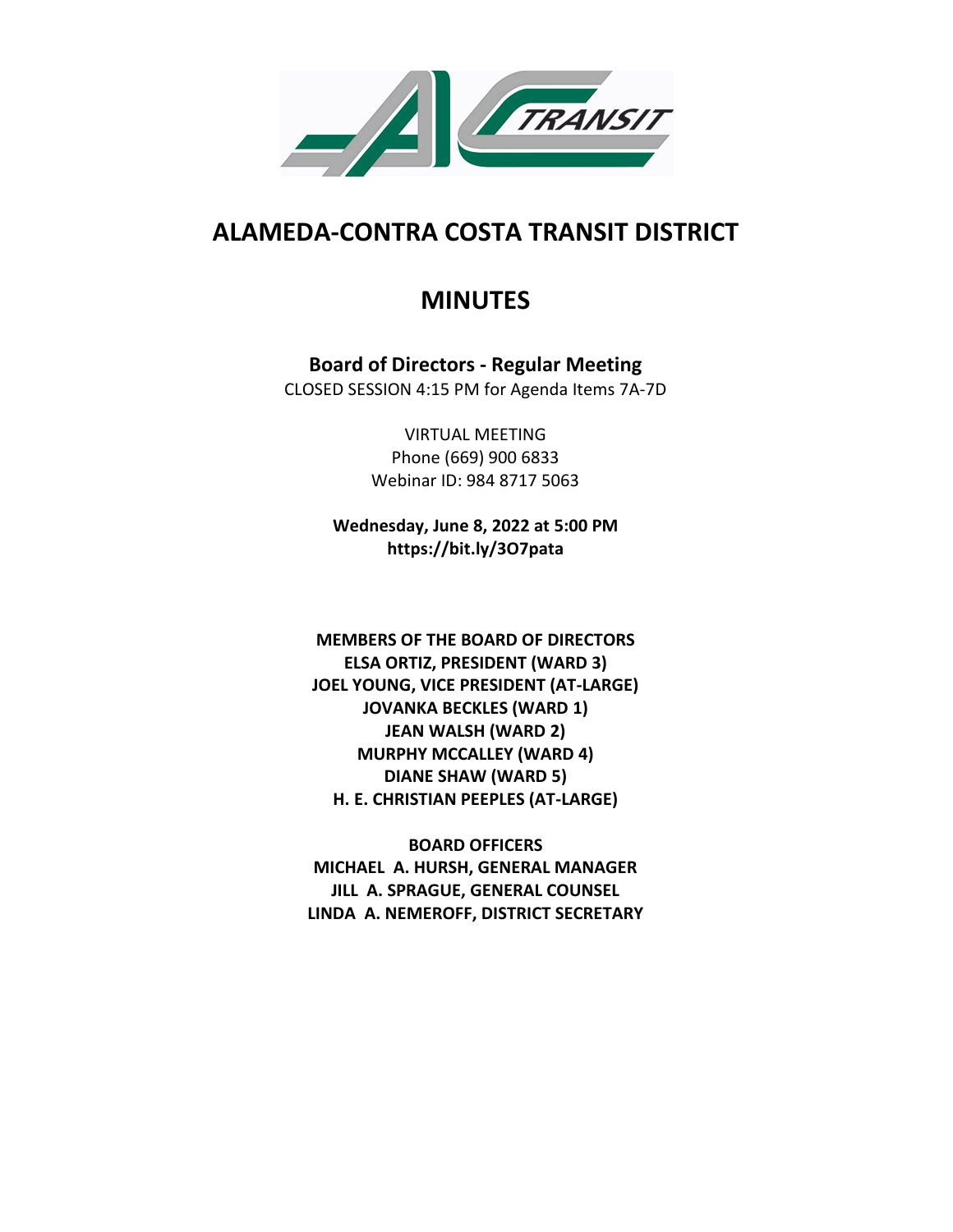# ALAMEDA-CONTRA COSTA TRANSIT DISTRICT

# MINUTES

**Board of Directors - Regular Meeting**

CLOSED SESSION 4:15 PM for Agenda Items 7A-7D

VIRTUAL MEETING
Phone (669) 900 6833
Webinar ID: 984 8717 5063

**Wednesday, June 8, 2022 at 5:00 PM**
**https://bit.ly/3O7pata**

**MEMBERS OF THE BOARD OF DIRECTORS**
**ELSA ORTIZ, PRESIDENT (WARD 3)**
**JOEL YOUNG, VICE PRESIDENT (AT-LARGE)**
**JOVANKA BECKLES (WARD 1)**
**JEAN WALSH (WARD 2)**
**MURPHY MCCALLEY (WARD 4)**
**DIANE SHAW (WARD 5)**
**H. E. CHRISTIAN PEEPLES (AT-LARGE)**

**BOARD OFFICERS**
**MICHAEL A. HURSH, GENERAL MANAGER**
**JILL A. SPRAGUE, GENERAL COUNSEL**
**LINDA A. NEMEROFF, DISTRICT SECRETARY**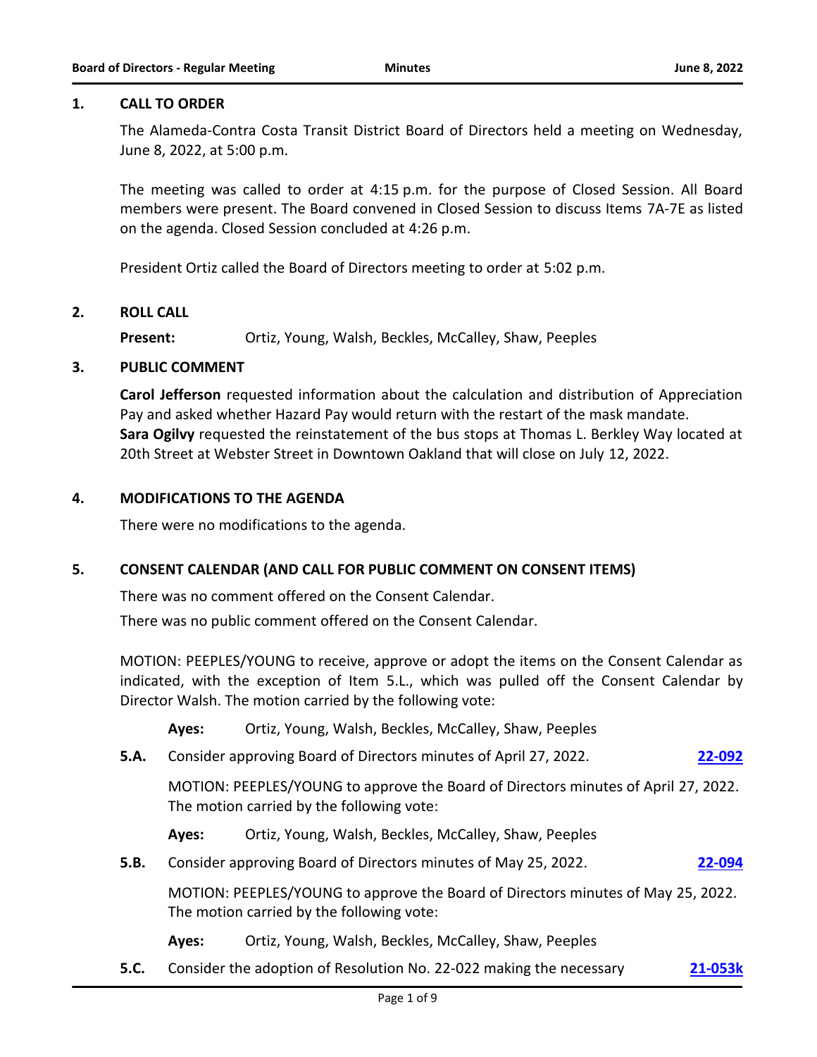## 1. CALL TO ORDER

The Alameda-Contra Costa Transit District Board of Directors held a meeting on Wednesday, June 8, 2022, at 5:00 p.m.

The meeting was called to order at 4:15 p.m. for the purpose of Closed Session. All Board members were present. The Board convened in Closed Session to discuss Items 7A-7E as listed on the agenda. Closed Session concluded at 4:26 p.m.

President Ortiz called the Board of Directors meeting to order at 5:02 p.m.

## 2. ROLL CALL

**Present:** Ortiz, Young, Walsh, Beckles, McCalley, Shaw, Peeples

## 3. PUBLIC COMMENT

**Carol Jefferson** requested information about the calculation and distribution of Appreciation Pay and asked whether Hazard Pay would return with the restart of the mask mandate.
**Sara Ogilvy** requested the reinstatement of the bus stops at Thomas L. Berkley Way located at 20th Street at Webster Street in Downtown Oakland that will close on July 12, 2022.

## 4. MODIFICATIONS TO THE AGENDA

There were no modifications to the agenda.

## 5. CONSENT CALENDAR (AND CALL FOR PUBLIC COMMENT ON CONSENT ITEMS)

There was no comment offered on the Consent Calendar.

There was no public comment offered on the Consent Calendar.

MOTION: PEEPLES/YOUNG to receive, approve or adopt the items on the Consent Calendar as indicated, with the exception of Item 5.L., which was pulled off the Consent Calendar by Director Walsh. The motion carried by the following vote:

**Ayes:** Ortiz, Young, Walsh, Beckles, McCalley, Shaw, Peeples

**5.A.** Consider approving Board of Directors minutes of April 27, 2022. **22-092**

MOTION: PEEPLES/YOUNG to approve the Board of Directors minutes of April 27, 2022. The motion carried by the following vote:

**Ayes:** Ortiz, Young, Walsh, Beckles, McCalley, Shaw, Peeples

**5.B.** Consider approving Board of Directors minutes of May 25, 2022. **22-094**

MOTION: PEEPLES/YOUNG to approve the Board of Directors minutes of May 25, 2022. The motion carried by the following vote:

**Ayes:** Ortiz, Young, Walsh, Beckles, McCalley, Shaw, Peeples

**5.C.** Consider the adoption of Resolution No. 22-022 making the necessary **21-053k**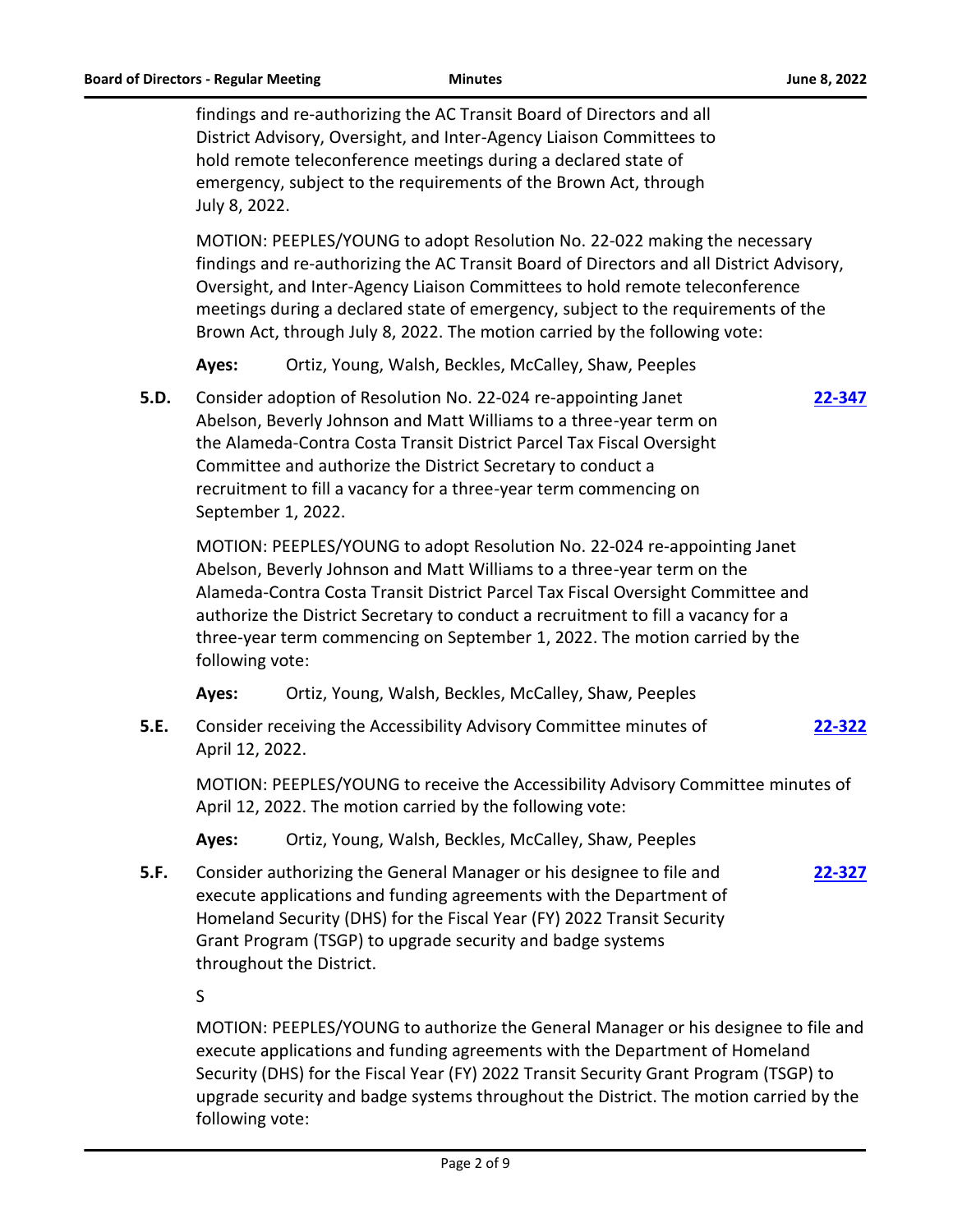findings and re-authorizing the AC Transit Board of Directors and all District Advisory, Oversight, and Inter-Agency Liaison Committees to hold remote teleconference meetings during a declared state of emergency, subject to the requirements of the Brown Act, through July 8, 2022.

MOTION: PEEPLES/YOUNG to adopt Resolution No. 22-022 making the necessary findings and re-authorizing the AC Transit Board of Directors and all District Advisory, Oversight, and Inter-Agency Liaison Committees to hold remote teleconference meetings during a declared state of emergency, subject to the requirements of the Brown Act, through July 8, 2022. The motion carried by the following vote:

**Ayes:** Ortiz, Young, Walsh, Beckles, McCalley, Shaw, Peeples

**5.D.** Consider adoption of Resolution No. 22-024 re-appointing Janet Abelson, Beverly Johnson and Matt Williams to a three-year term on the Alameda-Contra Costa Transit District Parcel Tax Fiscal Oversight Committee and authorize the District Secretary to conduct a recruitment to fill a vacancy for a three-year term commencing on September 1, 2022. **22-347**

MOTION: PEEPLES/YOUNG to adopt Resolution No. 22-024 re-appointing Janet Abelson, Beverly Johnson and Matt Williams to a three-year term on the Alameda-Contra Costa Transit District Parcel Tax Fiscal Oversight Committee and authorize the District Secretary to conduct a recruitment to fill a vacancy for a three-year term commencing on September 1, 2022. The motion carried by the following vote:

**Ayes:** Ortiz, Young, Walsh, Beckles, McCalley, Shaw, Peeples

**5.E.** Consider receiving the Accessibility Advisory Committee minutes of April 12, 2022. **22-322**

MOTION: PEEPLES/YOUNG to receive the Accessibility Advisory Committee minutes of April 12, 2022. The motion carried by the following vote:

**Ayes:** Ortiz, Young, Walsh, Beckles, McCalley, Shaw, Peeples

**5.F.** Consider authorizing the General Manager or his designee to file and execute applications and funding agreements with the Department of Homeland Security (DHS) for the Fiscal Year (FY) 2022 Transit Security Grant Program (TSGP) to upgrade security and badge systems throughout the District. **22-327**

S

MOTION: PEEPLES/YOUNG to authorize the General Manager or his designee to file and execute applications and funding agreements with the Department of Homeland Security (DHS) for the Fiscal Year (FY) 2022 Transit Security Grant Program (TSGP) to upgrade security and badge systems throughout the District. The motion carried by the following vote: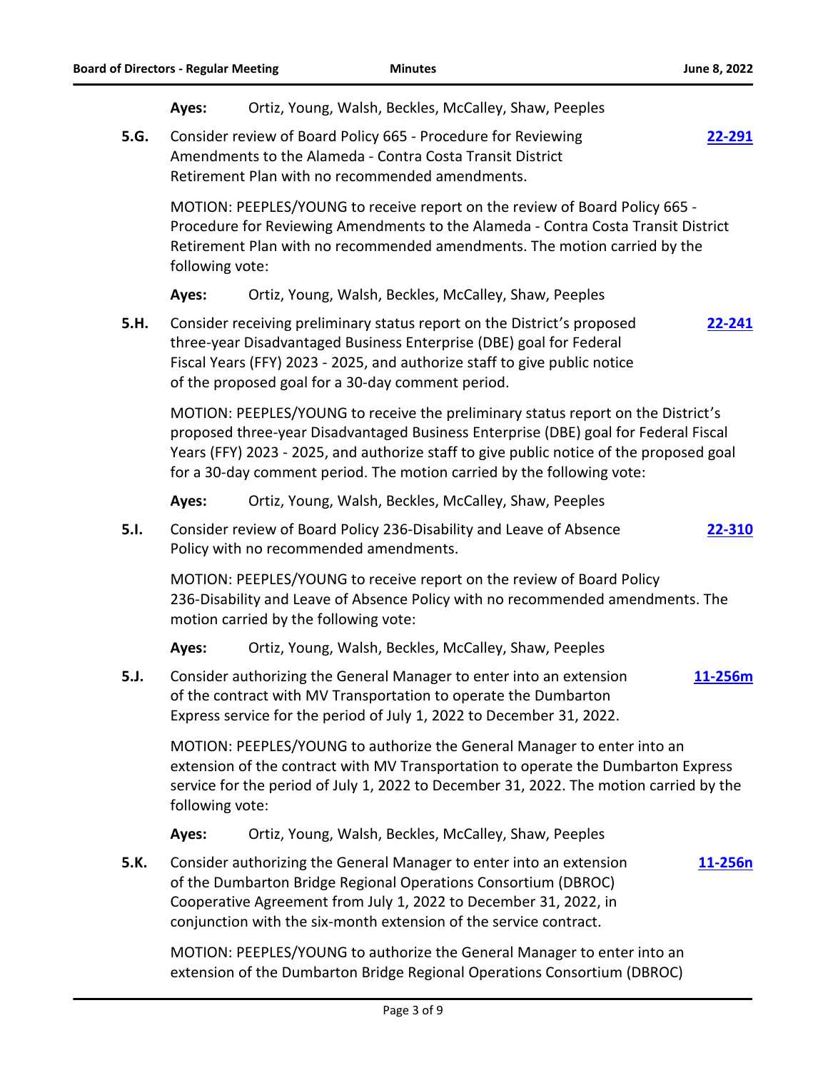**Ayes:** Ortiz, Young, Walsh, Beckles, McCalley, Shaw, Peeples

**5.G.** Consider review of Board Policy 665 - Procedure for Reviewing Amendments to the Alameda - Contra Costa Transit District Retirement Plan with no recommended amendments. **22-291**

MOTION: PEEPLES/YOUNG to receive report on the review of Board Policy 665 - Procedure for Reviewing Amendments to the Alameda - Contra Costa Transit District Retirement Plan with no recommended amendments. The motion carried by the following vote:

**Ayes:** Ortiz, Young, Walsh, Beckles, McCalley, Shaw, Peeples

**5.H.** Consider receiving preliminary status report on the District's proposed three-year Disadvantaged Business Enterprise (DBE) goal for Federal Fiscal Years (FFY) 2023 - 2025, and authorize staff to give public notice of the proposed goal for a 30-day comment period. **22-241**

MOTION: PEEPLES/YOUNG to receive the preliminary status report on the District's proposed three-year Disadvantaged Business Enterprise (DBE) goal for Federal Fiscal Years (FFY) 2023 - 2025, and authorize staff to give public notice of the proposed goal for a 30-day comment period. The motion carried by the following vote:

**Ayes:** Ortiz, Young, Walsh, Beckles, McCalley, Shaw, Peeples

**5.I.** Consider review of Board Policy 236-Disability and Leave of Absence Policy with no recommended amendments. **22-310**

MOTION: PEEPLES/YOUNG to receive report on the review of Board Policy 236-Disability and Leave of Absence Policy with no recommended amendments. The motion carried by the following vote:

**Ayes:** Ortiz, Young, Walsh, Beckles, McCalley, Shaw, Peeples

**5.J.** Consider authorizing the General Manager to enter into an extension of the contract with MV Transportation to operate the Dumbarton Express service for the period of July 1, 2022 to December 31, 2022. **11-256m**

MOTION: PEEPLES/YOUNG to authorize the General Manager to enter into an extension of the contract with MV Transportation to operate the Dumbarton Express service for the period of July 1, 2022 to December 31, 2022. The motion carried by the following vote:

**Ayes:** Ortiz, Young, Walsh, Beckles, McCalley, Shaw, Peeples

**5.K.** Consider authorizing the General Manager to enter into an extension of the Dumbarton Bridge Regional Operations Consortium (DBROC) Cooperative Agreement from July 1, 2022 to December 31, 2022, in conjunction with the six-month extension of the service contract. **11-256n**

MOTION: PEEPLES/YOUNG to authorize the General Manager to enter into an extension of the Dumbarton Bridge Regional Operations Consortium (DBROC)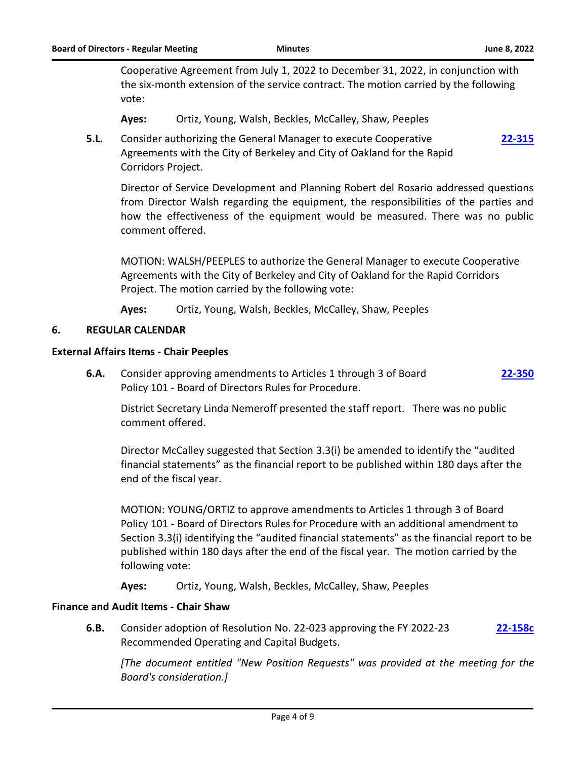Cooperative Agreement from July 1, 2022 to December 31, 2022, in conjunction with the six-month extension of the service contract. The motion carried by the following vote:

**Ayes:** Ortiz, Young, Walsh, Beckles, McCalley, Shaw, Peeples

**5.L.** Consider authorizing the General Manager to execute Cooperative Agreements with the City of Berkeley and City of Oakland for the Rapid Corridors Project. **22-315**

Director of Service Development and Planning Robert del Rosario addressed questions from Director Walsh regarding the equipment, the responsibilities of the parties and how the effectiveness of the equipment would be measured. There was no public comment offered.

MOTION: WALSH/PEEPLES to authorize the General Manager to execute Cooperative Agreements with the City of Berkeley and City of Oakland for the Rapid Corridors Project. The motion carried by the following vote:

**Ayes:** Ortiz, Young, Walsh, Beckles, McCalley, Shaw, Peeples

## 6. REGULAR CALENDAR

### External Affairs Items - Chair Peeples

**6.A.** Consider approving amendments to Articles 1 through 3 of Board Policy 101 - Board of Directors Rules for Procedure. **22-350**

District Secretary Linda Nemeroff presented the staff report. There was no public comment offered.

Director McCalley suggested that Section 3.3(i) be amended to identify the "audited financial statements" as the financial report to be published within 180 days after the end of the fiscal year.

MOTION: YOUNG/ORTIZ to approve amendments to Articles 1 through 3 of Board Policy 101 - Board of Directors Rules for Procedure with an additional amendment to Section 3.3(i) identifying the "audited financial statements" as the financial report to be published within 180 days after the end of the fiscal year. The motion carried by the following vote:

**Ayes:** Ortiz, Young, Walsh, Beckles, McCalley, Shaw, Peeples

### Finance and Audit Items - Chair Shaw

**6.B.** Consider adoption of Resolution No. 22-023 approving the FY 2022-23 Recommended Operating and Capital Budgets. **22-158c**

*[The document entitled "New Position Requests" was provided at the meeting for the Board's consideration.]*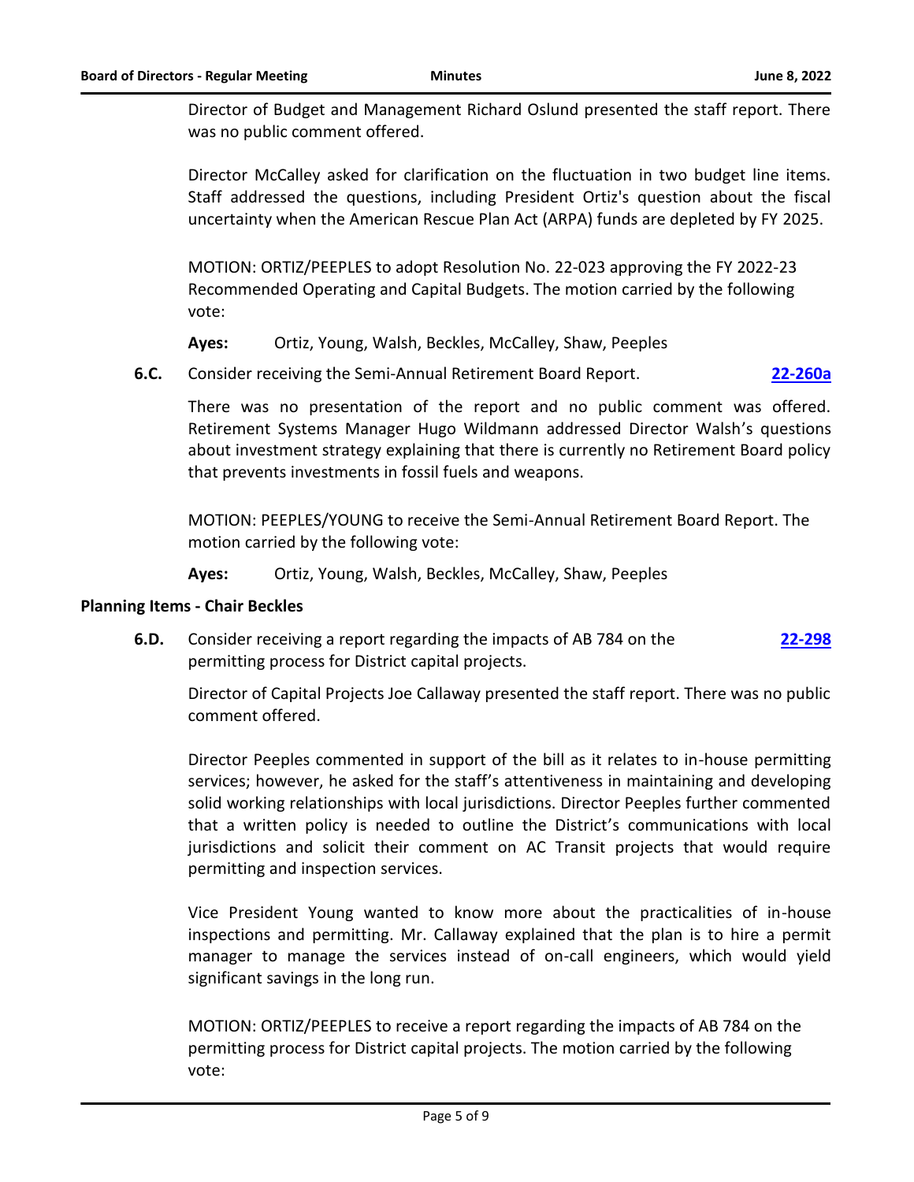Director of Budget and Management Richard Oslund presented the staff report. There was no public comment offered.

Director McCalley asked for clarification on the fluctuation in two budget line items. Staff addressed the questions, including President Ortiz's question about the fiscal uncertainty when the American Rescue Plan Act (ARPA) funds are depleted by FY 2025.

MOTION: ORTIZ/PEEPLES to adopt Resolution No. 22-023 approving the FY 2022-23 Recommended Operating and Capital Budgets. The motion carried by the following vote:

**Ayes:** Ortiz, Young, Walsh, Beckles, McCalley, Shaw, Peeples

**6.C.** Consider receiving the Semi-Annual Retirement Board Report. **22-260a**

There was no presentation of the report and no public comment was offered. Retirement Systems Manager Hugo Wildmann addressed Director Walsh's questions about investment strategy explaining that there is currently no Retirement Board policy that prevents investments in fossil fuels and weapons.

MOTION: PEEPLES/YOUNG to receive the Semi-Annual Retirement Board Report. The motion carried by the following vote:

**Ayes:** Ortiz, Young, Walsh, Beckles, McCalley, Shaw, Peeples

## Planning Items - Chair Beckles

**6.D.** Consider receiving a report regarding the impacts of AB 784 on the permitting process for District capital projects. **22-298**

Director of Capital Projects Joe Callaway presented the staff report. There was no public comment offered.

Director Peeples commented in support of the bill as it relates to in-house permitting services; however, he asked for the staff's attentiveness in maintaining and developing solid working relationships with local jurisdictions. Director Peeples further commented that a written policy is needed to outline the District's communications with local jurisdictions and solicit their comment on AC Transit projects that would require permitting and inspection services.

Vice President Young wanted to know more about the practicalities of in-house inspections and permitting. Mr. Callaway explained that the plan is to hire a permit manager to manage the services instead of on-call engineers, which would yield significant savings in the long run.

MOTION: ORTIZ/PEEPLES to receive a report regarding the impacts of AB 784 on the permitting process for District capital projects. The motion carried by the following vote: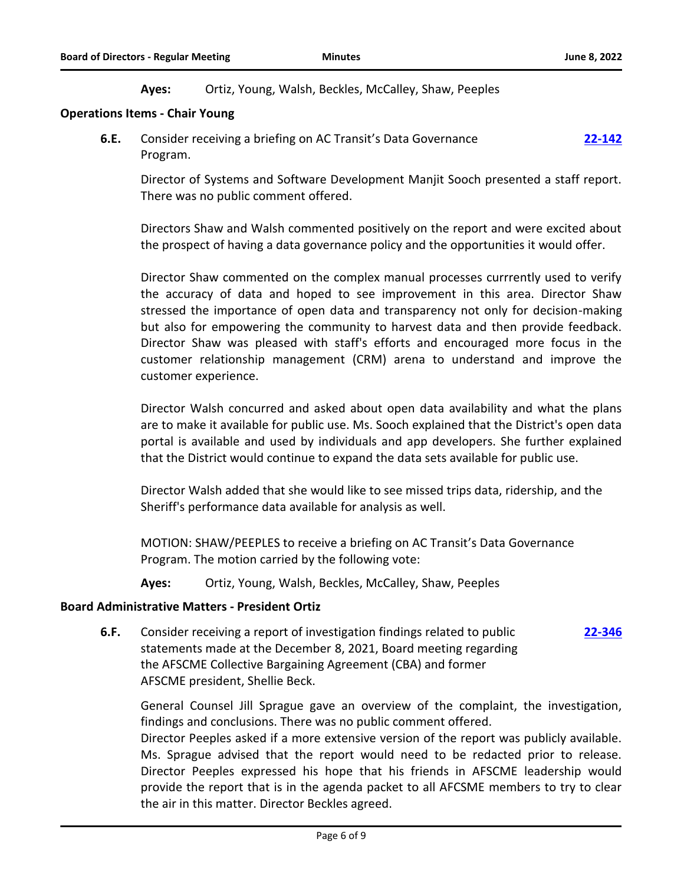**Ayes:** Ortiz, Young, Walsh, Beckles, McCalley, Shaw, Peeples

**Operations Items - Chair Young**

**6.E.** Consider receiving a briefing on AC Transit's Data Governance Program. **22-142**

Director of Systems and Software Development Manjit Sooch presented a staff report. There was no public comment offered.

Directors Shaw and Walsh commented positively on the report and were excited about the prospect of having a data governance policy and the opportunities it would offer.

Director Shaw commented on the complex manual processes currrently used to verify the accuracy of data and hoped to see improvement in this area. Director Shaw stressed the importance of open data and transparency not only for decision-making but also for empowering the community to harvest data and then provide feedback. Director Shaw was pleased with staff's efforts and encouraged more focus in the customer relationship management (CRM) arena to understand and improve the customer experience.

Director Walsh concurred and asked about open data availability and what the plans are to make it available for public use. Ms. Sooch explained that the District's open data portal is available and used by individuals and app developers. She further explained that the District would continue to expand the data sets available for public use.

Director Walsh added that she would like to see missed trips data, ridership, and the Sheriff's performance data available for analysis as well.

MOTION: SHAW/PEEPLES to receive a briefing on AC Transit's Data Governance Program. The motion carried by the following vote:

**Ayes:** Ortiz, Young, Walsh, Beckles, McCalley, Shaw, Peeples

**Board Administrative Matters - President Ortiz**

**6.F.** Consider receiving a report of investigation findings related to public statements made at the December 8, 2021, Board meeting regarding the AFSCME Collective Bargaining Agreement (CBA) and former AFSCME president, Shellie Beck. **22-346**

General Counsel Jill Sprague gave an overview of the complaint, the investigation, findings and conclusions. There was no public comment offered.
Director Peeples asked if a more extensive version of the report was publicly available. Ms. Sprague advised that the report would need to be redacted prior to release. Director Peeples expressed his hope that his friends in AFSCME leadership would provide the report that is in the agenda packet to all AFCSME members to try to clear the air in this matter. Director Beckles agreed.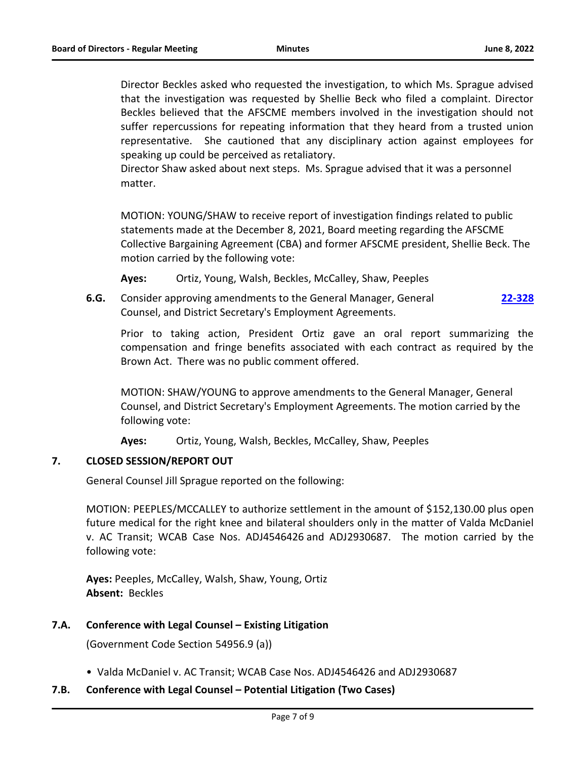Director Beckles asked who requested the investigation, to which Ms. Sprague advised that the investigation was requested by Shellie Beck who filed a complaint. Director Beckles believed that the AFSCME members involved in the investigation should not suffer repercussions for repeating information that they heard from a trusted union representative. She cautioned that any disciplinary action against employees for speaking up could be perceived as retaliatory.

Director Shaw asked about next steps. Ms. Sprague advised that it was a personnel matter.

MOTION: YOUNG/SHAW to receive report of investigation findings related to public statements made at the December 8, 2021, Board meeting regarding the AFSCME Collective Bargaining Agreement (CBA) and former AFSCME president, Shellie Beck. The motion carried by the following vote:

**Ayes:** Ortiz, Young, Walsh, Beckles, McCalley, Shaw, Peeples

**6.G.** Consider approving amendments to the General Manager, General Counsel, and District Secretary's Employment Agreements. **22-328**

Prior to taking action, President Ortiz gave an oral report summarizing the compensation and fringe benefits associated with each contract as required by the Brown Act. There was no public comment offered.

MOTION: SHAW/YOUNG to approve amendments to the General Manager, General Counsel, and District Secretary's Employment Agreements. The motion carried by the following vote:

**Ayes:** Ortiz, Young, Walsh, Beckles, McCalley, Shaw, Peeples

## 7. CLOSED SESSION/REPORT OUT

General Counsel Jill Sprague reported on the following:

MOTION: PEEPLES/MCCALLEY to authorize settlement in the amount of $152,130.00 plus open future medical for the right knee and bilateral shoulders only in the matter of Valda McDaniel v. AC Transit; WCAB Case Nos. ADJ4546426 and ADJ2930687. The motion carried by the following vote:

**Ayes:** Peeples, McCalley, Walsh, Shaw, Young, Ortiz
**Absent:** Beckles

### 7.A. Conference with Legal Counsel – Existing Litigation

(Government Code Section 54956.9 (a))

- Valda McDaniel v. AC Transit; WCAB Case Nos. ADJ4546426 and ADJ2930687

### 7.B. Conference with Legal Counsel – Potential Litigation (Two Cases)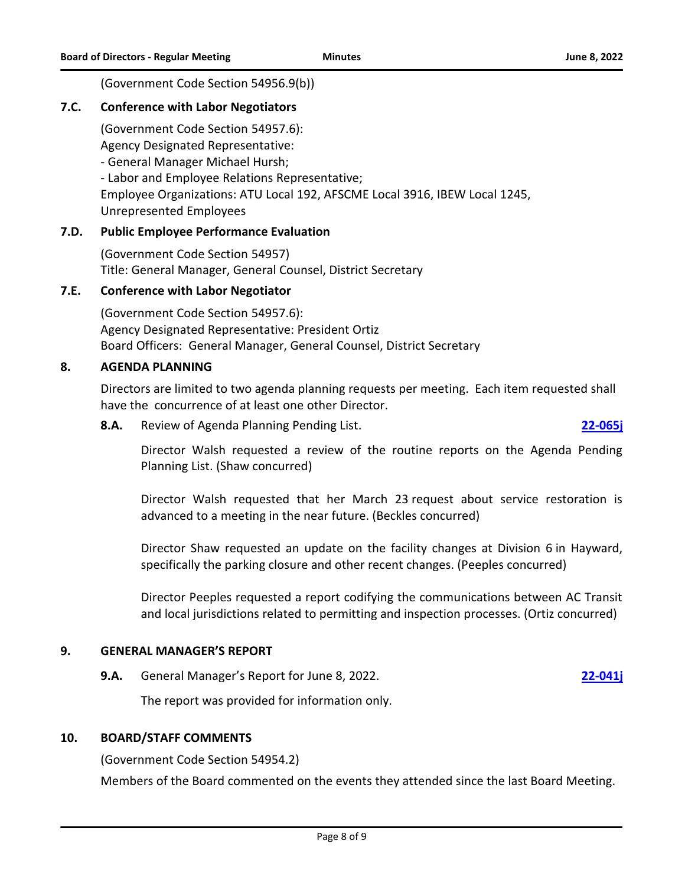(Government Code Section 54956.9(b))

### 7.C. Conference with Labor Negotiators

(Government Code Section 54957.6):
Agency Designated Representative:
- General Manager Michael Hursh;
- Labor and Employee Relations Representative;

Employee Organizations: ATU Local 192, AFSCME Local 3916, IBEW Local 1245, Unrepresented Employees

### 7.D. Public Employee Performance Evaluation

(Government Code Section 54957)
Title: General Manager, General Counsel, District Secretary

### 7.E. Conference with Labor Negotiator

(Government Code Section 54957.6):
Agency Designated Representative: President Ortiz
Board Officers: General Manager, General Counsel, District Secretary

## 8. AGENDA PLANNING

Directors are limited to two agenda planning requests per meeting. Each item requested shall have the concurrence of at least one other Director.

**8.A.** Review of Agenda Planning Pending List. **22-065j**

Director Walsh requested a review of the routine reports on the Agenda Pending Planning List. (Shaw concurred)

Director Walsh requested that her March 23 request about service restoration is advanced to a meeting in the near future. (Beckles concurred)

Director Shaw requested an update on the facility changes at Division 6 in Hayward, specifically the parking closure and other recent changes. (Peeples concurred)

Director Peeples requested a report codifying the communications between AC Transit and local jurisdictions related to permitting and inspection processes. (Ortiz concurred)

## 9. GENERAL MANAGER'S REPORT

**9.A.** General Manager's Report for June 8, 2022. **22-041j**

The report was provided for information only.

## 10. BOARD/STAFF COMMENTS

(Government Code Section 54954.2)

Members of the Board commented on the events they attended since the last Board Meeting.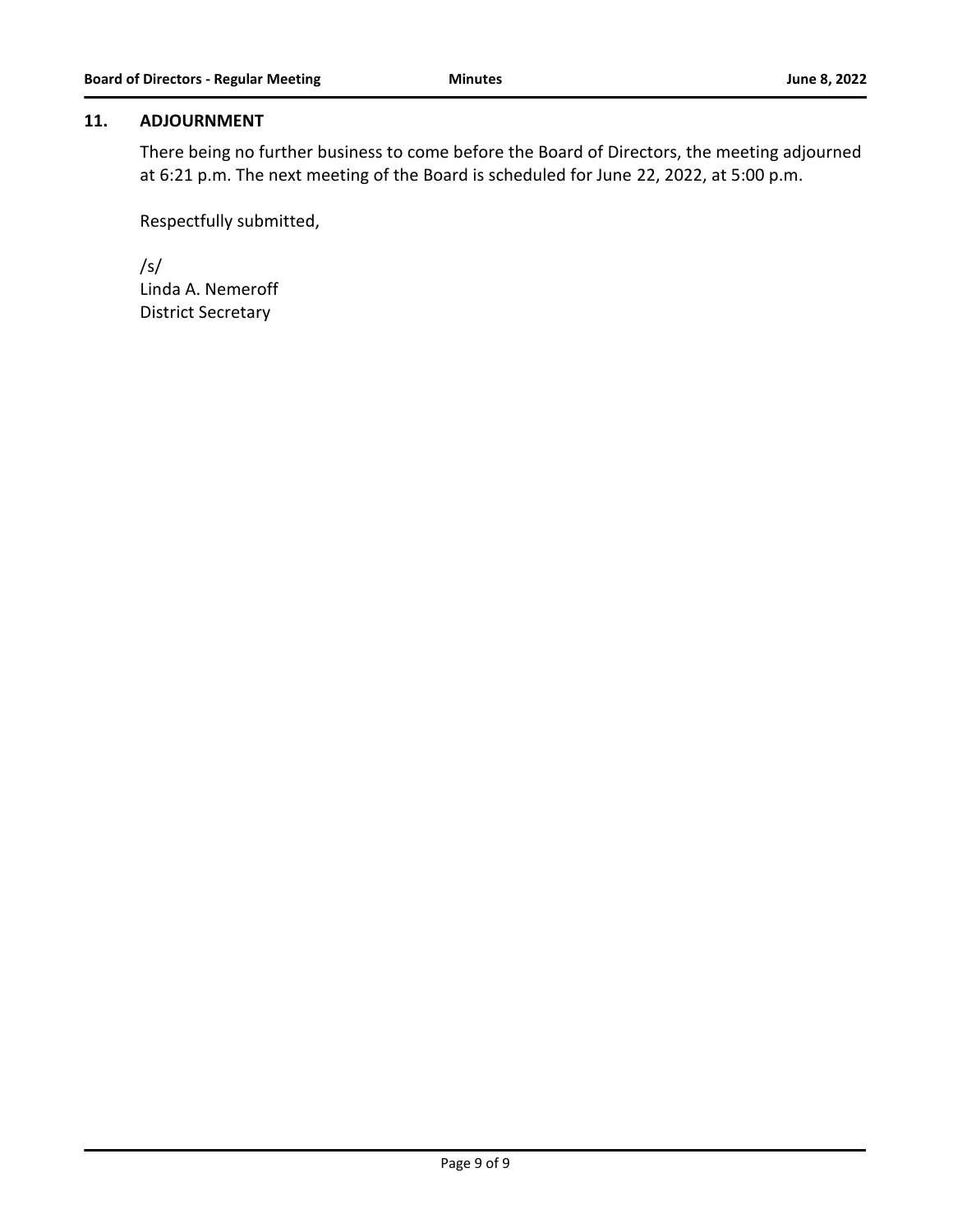## 11. ADJOURNMENT

There being no further business to come before the Board of Directors, the meeting adjourned at 6:21 p.m. The next meeting of the Board is scheduled for June 22, 2022, at 5:00 p.m.

Respectfully submitted,

/s/
Linda A. Nemeroff
District Secretary